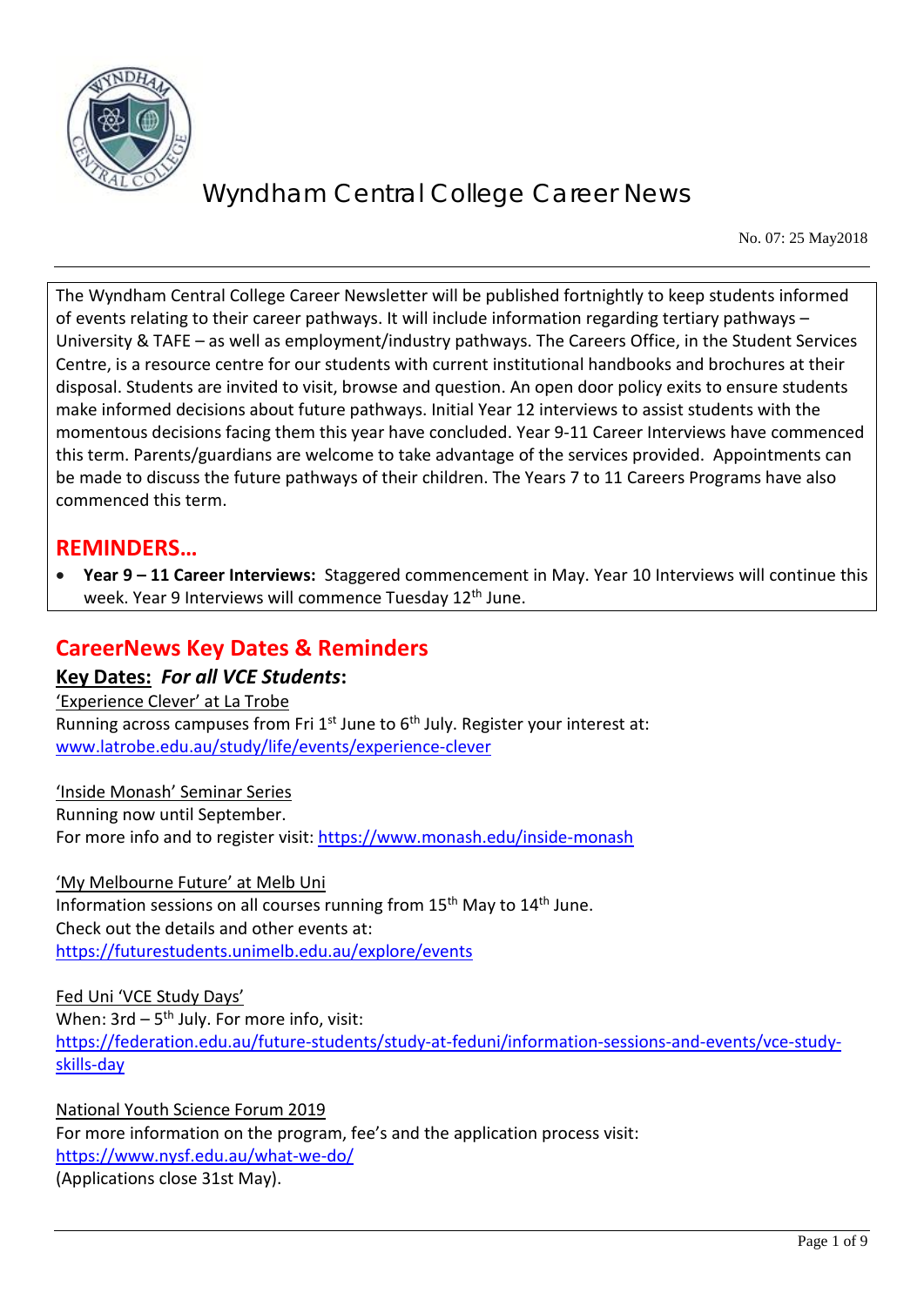# Wyndham Central College Career News

No. 07: 25 May2018

The Wyndham Central College Career Newsletter will be published fortnightly to keep students informed of events relating to their career pathways. It will include information regarding tertiary pathways – University & TAFE – as well as employment/industry pathways. The Careers Office, in the Student Services Centre, is a resource centre for our students with current institutional handbooks and brochures at their disposal. Students are invited to visit, browse and question. An open door policy exits to ensure students make informed decisions about future pathways. Initial Year 12 interviews to assist students with the momentous decisions facing them this year have concluded. Year 9-11 Career Interviews have commenced this term. Parents/guardians are welcome to take advantage of the services provided. Appointments can be made to discuss the future pathways of their children. The Years 7 to 11 Careers Programs have also commenced this term.

## REMINDERS…

- **Year 9 – 11 Career Interviews:** Staggered commencement in May. Year 10 Interviews will continue this week. Year 9 Interviews will commence Tuesday 12th June.

## CareerNews Key Dates & Reminders

### Key Dates: *For all VCE Students*:

'Experience Clever' at La Trobe
Running across campuses from Fri 1st June to 6th July. Register your interest at:
www.latrobe.edu.au/study/life/events/experience-clever

'Inside Monash' Seminar Series
Running now until September.
For more info and to register visit: https://www.monash.edu/inside-monash

'My Melbourne Future' at Melb Uni
Information sessions on all courses running from 15th May to 14th June.
Check out the details and other events at:
https://futurestudents.unimelb.edu.au/explore/events

Fed Uni 'VCE Study Days'
When: 3rd – 5th July. For more info, visit:
https://federation.edu.au/future-students/study-at-feduni/information-sessions-and-events/vce-study-skills-day

National Youth Science Forum 2019
For more information on the program, fee's and the application process visit:
https://www.nysf.edu.au/what-we-do/
(Applications close 31st May).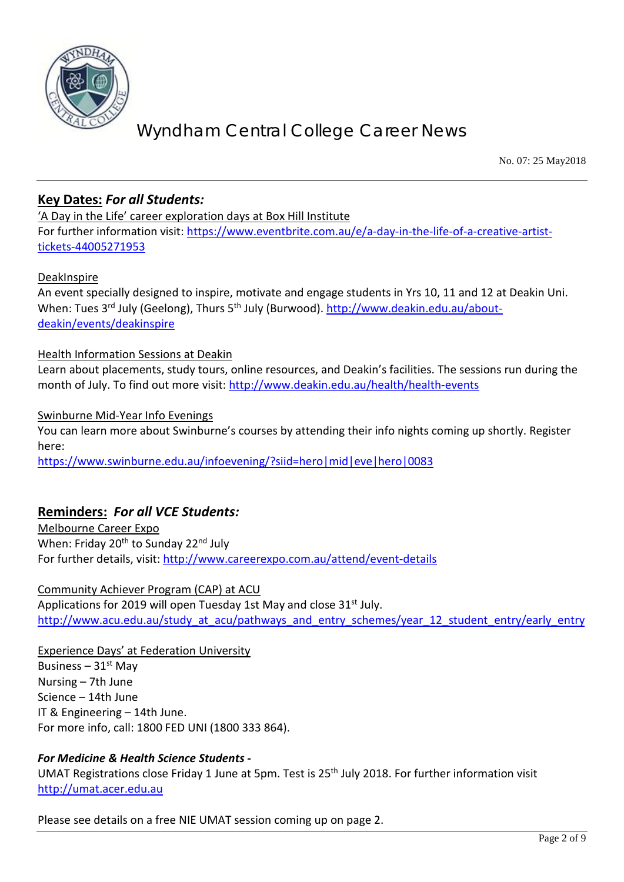# Wyndham Central College Career News

No. 07: 25 May2018

## Key Dates: *For all Students:*

'A Day in the Life' career exploration days at Box Hill Institute

For further information visit: https://www.eventbrite.com.au/e/a-day-in-the-life-of-a-creative-artist-tickets-44005271953

DeakInspire

An event specially designed to inspire, motivate and engage students in Yrs 10, 11 and 12 at Deakin Uni. When: Tues 3rd July (Geelong), Thurs 5th July (Burwood). http://www.deakin.edu.au/about-deakin/events/deakinspire

Health Information Sessions at Deakin

Learn about placements, study tours, online resources, and Deakin's facilities. The sessions run during the month of July. To find out more visit: http://www.deakin.edu.au/health/health-events

Swinburne Mid-Year Info Evenings

You can learn more about Swinburne's courses by attending their info nights coming up shortly. Register here:
https://www.swinburne.edu.au/infoevening/?siid=hero|mid|eve|hero|0083

## Reminders: *For all VCE Students:*

Melbourne Career Expo

When: Friday 20th to Sunday 22nd July

For further details, visit: http://www.careerexpo.com.au/attend/event-details

Community Achiever Program (CAP) at ACU

Applications for 2019 will open Tuesday 1st May and close 31st July.

http://www.acu.edu.au/study_at_acu/pathways_and_entry_schemes/year_12_student_entry/early_entry

Experience Days' at Federation University

Business – 31st May
Nursing – 7th June
Science – 14th June
IT & Engineering – 14th June.
For more info, call: 1800 FED UNI (1800 333 864).

***For Medicine & Health Science Students -***

UMAT Registrations close Friday 1 June at 5pm. Test is 25th July 2018. For further information visit http://umat.acer.edu.au

Please see details on a free NIE UMAT session coming up on page 2.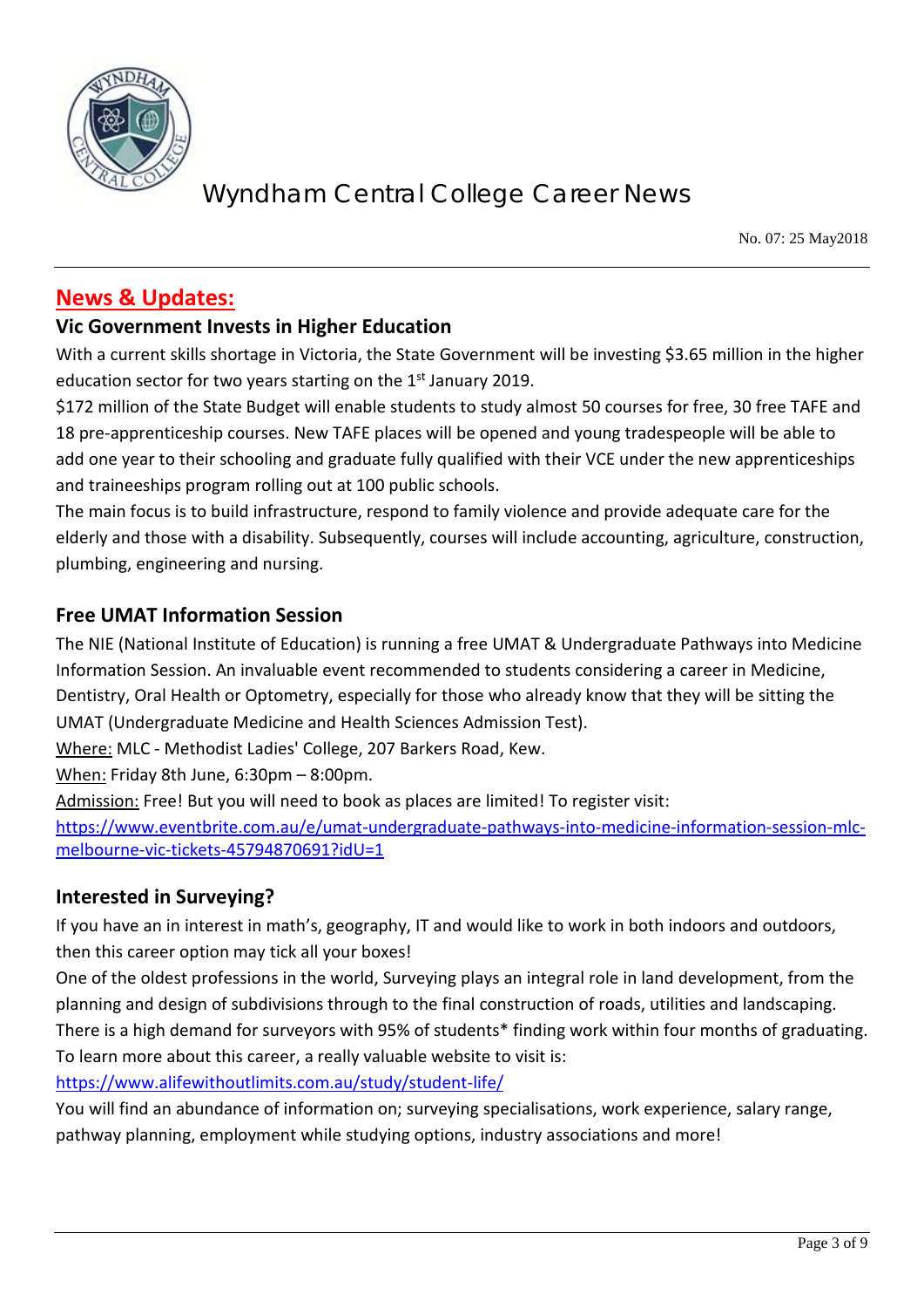## News & Updates:

### Vic Government Invests in Higher Education

With a current skills shortage in Victoria, the State Government will be investing $3.65 million in the higher education sector for two years starting on the 1st January 2019.

$172 million of the State Budget will enable students to study almost 50 courses for free, 30 free TAFE and 18 pre-apprenticeship courses. New TAFE places will be opened and young tradespeople will be able to add one year to their schooling and graduate fully qualified with their VCE under the new apprenticeships and traineeships program rolling out at 100 public schools.

The main focus is to build infrastructure, respond to family violence and provide adequate care for the elderly and those with a disability. Subsequently, courses will include accounting, agriculture, construction, plumbing, engineering and nursing.

### Free UMAT Information Session

The NIE (National Institute of Education) is running a free UMAT & Undergraduate Pathways into Medicine Information Session. An invaluable event recommended to students considering a career in Medicine, Dentistry, Oral Health or Optometry, especially for those who already know that they will be sitting the UMAT (Undergraduate Medicine and Health Sciences Admission Test).

Where: MLC - Methodist Ladies' College, 207 Barkers Road, Kew.

When: Friday 8th June, 6:30pm – 8:00pm.

Admission: Free! But you will need to book as places are limited! To register visit: https://www.eventbrite.com.au/e/umat-undergraduate-pathways-into-medicine-information-session-mlc-melbourne-vic-tickets-45794870691?idU=1

### Interested in Surveying?

If you have an in interest in math's, geography, IT and would like to work in both indoors and outdoors, then this career option may tick all your boxes!

One of the oldest professions in the world, Surveying plays an integral role in land development, from the planning and design of subdivisions through to the final construction of roads, utilities and landscaping. There is a high demand for surveyors with 95% of students* finding work within four months of graduating. To learn more about this career, a really valuable website to visit is:

https://www.alifewithoutlimits.com.au/study/student-life/

You will find an abundance of information on; surveying specialisations, work experience, salary range, pathway planning, employment while studying options, industry associations and more!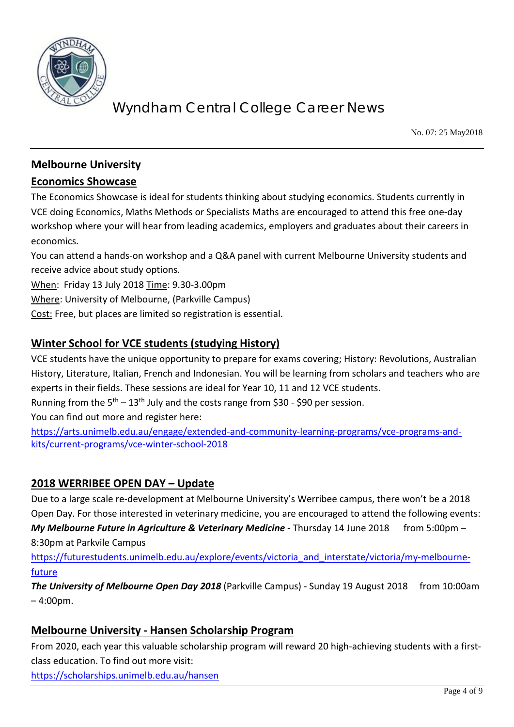## Melbourne University

### Economics Showcase

The Economics Showcase is ideal for students thinking about studying economics. Students currently in VCE doing Economics, Maths Methods or Specialists Maths are encouraged to attend this free one-day workshop where your will hear from leading academics, employers and graduates about their careers in economics.

You can attend a hands-on workshop and a Q&A panel with current Melbourne University students and receive advice about study options.

When: Friday 13 July 2018 Time: 9.30-3.00pm

Where: University of Melbourne, (Parkville Campus)

Cost: Free, but places are limited so registration is essential.

### Winter School for VCE students (studying History)

VCE students have the unique opportunity to prepare for exams covering; History: Revolutions, Australian History, Literature, Italian, French and Indonesian. You will be learning from scholars and teachers who are experts in their fields. These sessions are ideal for Year 10, 11 and 12 VCE students.

Running from the 5th – 13th July and the costs range from $30 - $90 per session.

You can find out more and register here:

https://arts.unimelb.edu.au/engage/extended-and-community-learning-programs/vce-programs-and-kits/current-programs/vce-winter-school-2018

### 2018 WERRIBEE OPEN DAY – Update

Due to a large scale re-development at Melbourne University's Werribee campus, there won't be a 2018 Open Day. For those interested in veterinary medicine, you are encouraged to attend the following events:

***My Melbourne Future in Agriculture & Veterinary Medicine*** - Thursday 14 June 2018 from 5:00pm – 8:30pm at Parkvile Campus

https://futurestudents.unimelb.edu.au/explore/events/victoria_and_interstate/victoria/my-melbourne-future

***The University of Melbourne Open Day 2018*** (Parkville Campus) - Sunday 19 August 2018 from 10:00am – 4:00pm.

### Melbourne University - Hansen Scholarship Program

From 2020, each year this valuable scholarship program will reward 20 high-achieving students with a first-class education. To find out more visit:

https://scholarships.unimelb.edu.au/hansen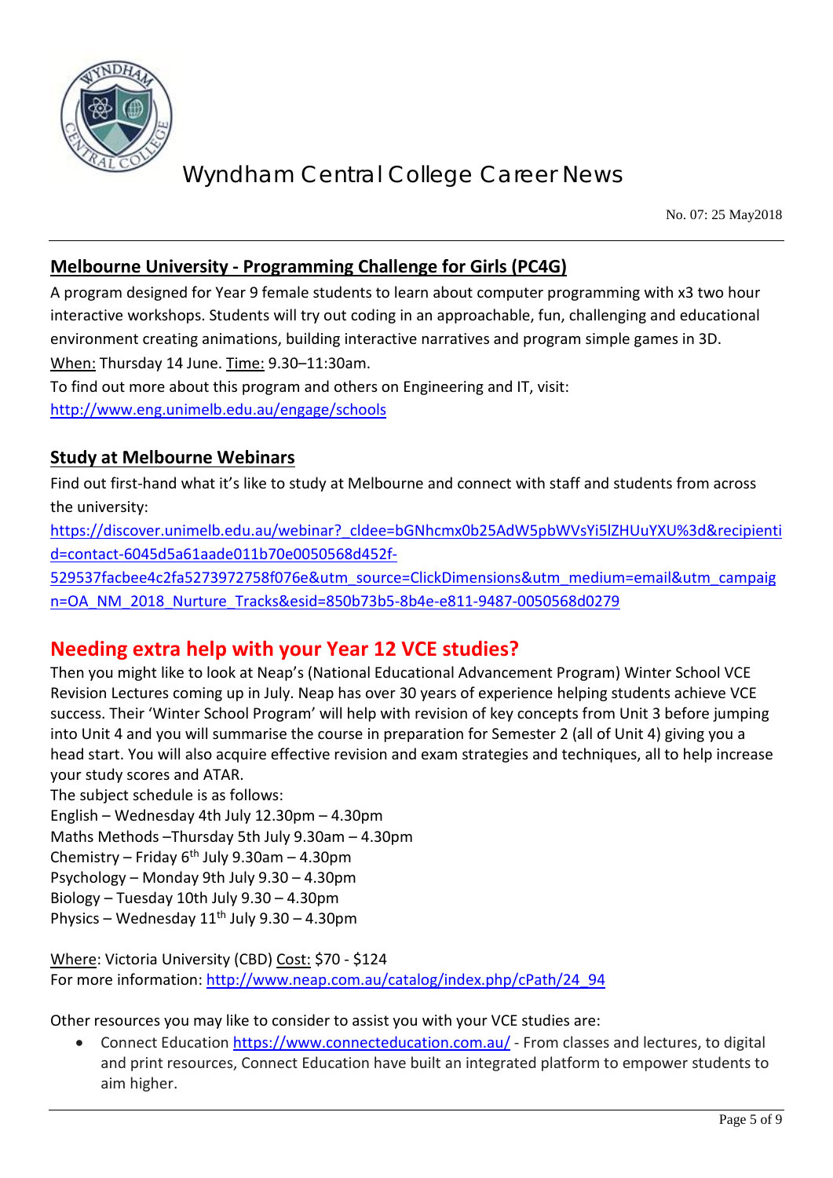## Melbourne University - Programming Challenge for Girls (PC4G)

A program designed for Year 9 female students to learn about computer programming with x3 two hour interactive workshops. Students will try out coding in an approachable, fun, challenging and educational environment creating animations, building interactive narratives and program simple games in 3D.

When: Thursday 14 June. Time: 9.30–11:30am.

To find out more about this program and others on Engineering and IT, visit: http://www.eng.unimelb.edu.au/engage/schools

## Study at Melbourne Webinars

Find out first-hand what it's like to study at Melbourne and connect with staff and students from across the university:

https://discover.unimelb.edu.au/webinar?_cldee=bGNhcmx0b25AdW5pbWVsYi5lZHUuYXU%3d&recipientid=contact-6045d5a61aade011b70e0050568d452f-529537facbee4c2fa5273972758f076e&utm_source=ClickDimensions&utm_medium=email&utm_campaign=OA_NM_2018_Nurture_Tracks&esid=850b73b5-8b4e-e811-9487-0050568d0279

## Needing extra help with your Year 12 VCE studies?

Then you might like to look at Neap's (National Educational Advancement Program) Winter School VCE Revision Lectures coming up in July. Neap has over 30 years of experience helping students achieve VCE success. Their 'Winter School Program' will help with revision of key concepts from Unit 3 before jumping into Unit 4 and you will summarise the course in preparation for Semester 2 (all of Unit 4) giving you a head start. You will also acquire effective revision and exam strategies and techniques, all to help increase your study scores and ATAR.

The subject schedule is as follows:

English – Wednesday 4th July 12.30pm – 4.30pm
Maths Methods –Thursday 5th July 9.30am – 4.30pm
Chemistry – Friday 6th July 9.30am – 4.30pm
Psychology – Monday 9th July 9.30 – 4.30pm
Biology – Tuesday 10th July 9.30 – 4.30pm
Physics – Wednesday 11th July 9.30 – 4.30pm

Where: Victoria University (CBD) Cost: $70 - $124
For more information: http://www.neap.com.au/catalog/index.php/cPath/24_94

Other resources you may like to consider to assist you with your VCE studies are:

- Connect Education https://www.connecteducation.com.au/ - From classes and lectures, to digital and print resources, Connect Education have built an integrated platform to empower students to aim higher.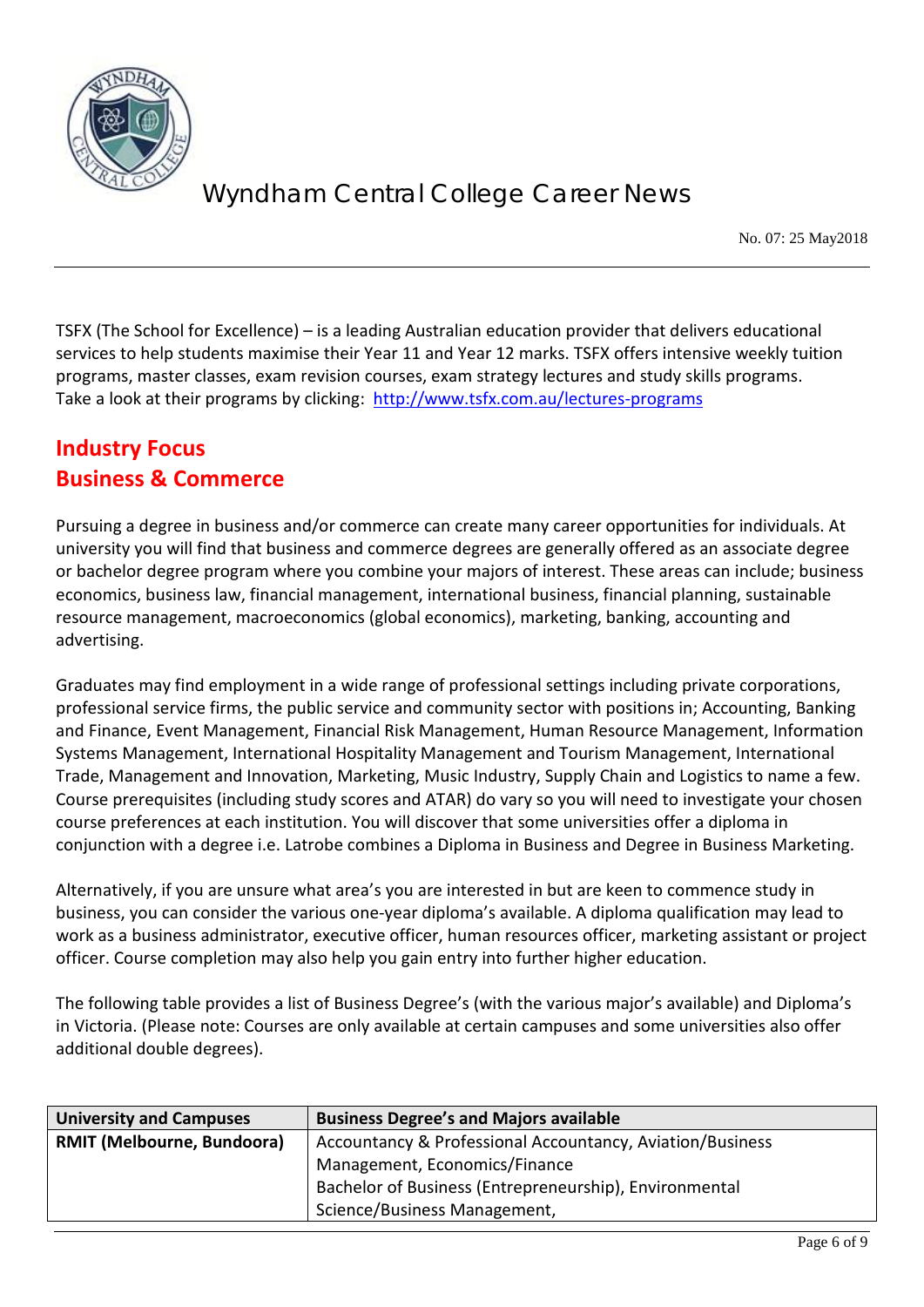TSFX (The School for Excellence) – is a leading Australian education provider that delivers educational services to help students maximise their Year 11 and Year 12 marks. TSFX offers intensive weekly tuition programs, master classes, exam revision courses, exam strategy lectures and study skills programs. Take a look at their programs by clicking: http://www.tsfx.com.au/lectures-programs

## Industry Focus
## Business & Commerce

Pursuing a degree in business and/or commerce can create many career opportunities for individuals. At university you will find that business and commerce degrees are generally offered as an associate degree or bachelor degree program where you combine your majors of interest. These areas can include; business economics, business law, financial management, international business, financial planning, sustainable resource management, macroeconomics (global economics), marketing, banking, accounting and advertising.

Graduates may find employment in a wide range of professional settings including private corporations, professional service firms, the public service and community sector with positions in; Accounting, Banking and Finance, Event Management, Financial Risk Management, Human Resource Management, Information Systems Management, International Hospitality Management and Tourism Management, International Trade, Management and Innovation, Marketing, Music Industry, Supply Chain and Logistics to name a few. Course prerequisites (including study scores and ATAR) do vary so you will need to investigate your chosen course preferences at each institution. You will discover that some universities offer a diploma in conjunction with a degree i.e. Latrobe combines a Diploma in Business and Degree in Business Marketing.

Alternatively, if you are unsure what area's you are interested in but are keen to commence study in business, you can consider the various one-year diploma's available. A diploma qualification may lead to work as a business administrator, executive officer, human resources officer, marketing assistant or project officer. Course completion may also help you gain entry into further higher education.

The following table provides a list of Business Degree's (with the various major's available) and Diploma's in Victoria. (Please note: Courses are only available at certain campuses and some universities also offer additional double degrees).

| University and Campuses | Business Degree's and Majors available |
|---|---|
| **RMIT (Melbourne, Bundoora)** | Accountancy & Professional Accountancy, Aviation/Business Management, Economics/Finance<br>Bachelor of Business (Entrepreneurship), Environmental Science/Business Management, |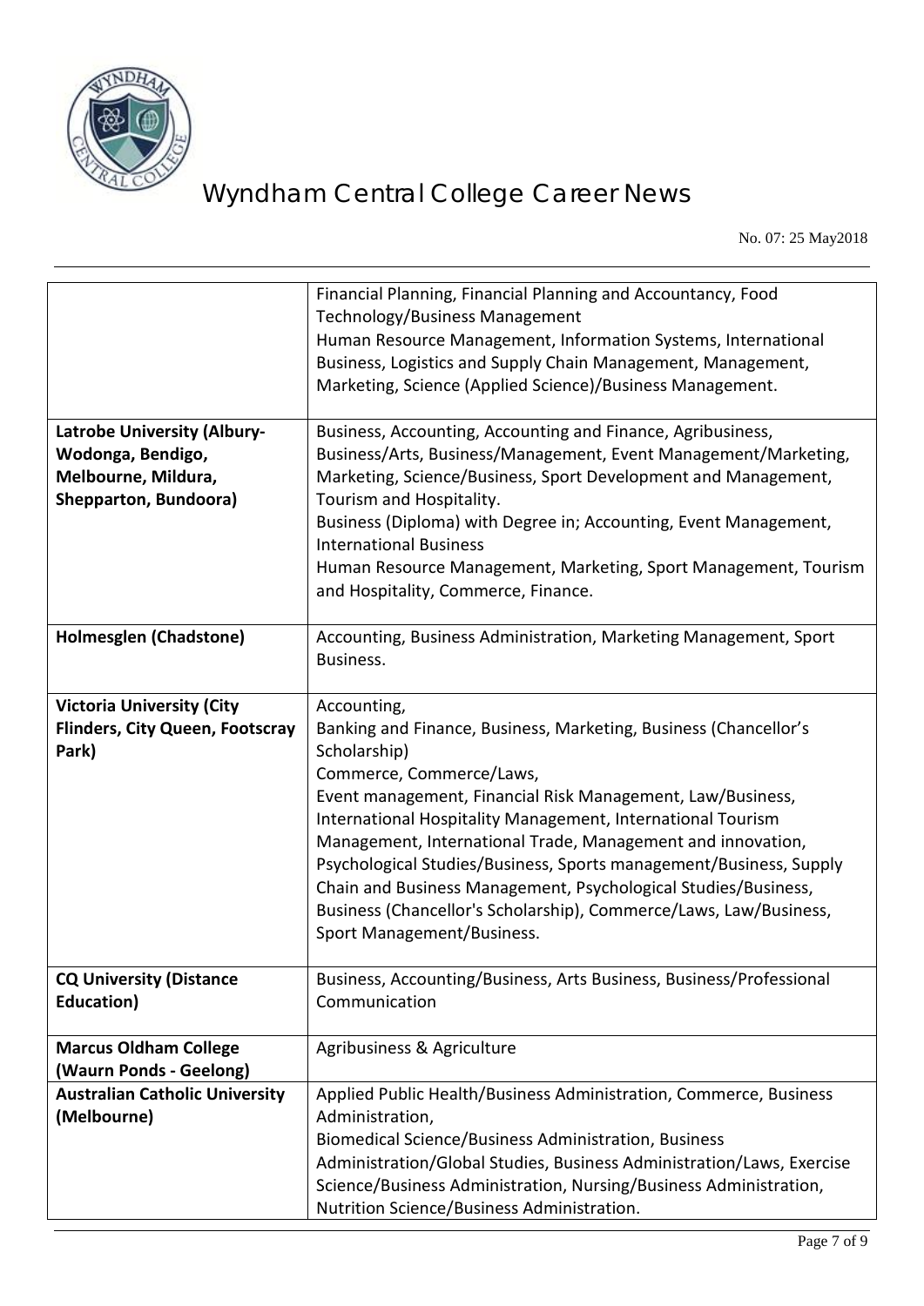| | |
|---|---|
| | Financial Planning, Financial Planning and Accountancy, Food Technology/Business Management<br>Human Resource Management, Information Systems, International Business, Logistics and Supply Chain Management, Management, Marketing, Science (Applied Science)/Business Management. |
| **Latrobe University (Albury-Wodonga, Bendigo, Melbourne, Mildura, Shepparton, Bundoora)** | Business, Accounting, Accounting and Finance, Agribusiness, Business/Arts, Business/Management, Event Management/Marketing, Marketing, Science/Business, Sport Development and Management, Tourism and Hospitality.<br>Business (Diploma) with Degree in; Accounting, Event Management, International Business<br>Human Resource Management, Marketing, Sport Management, Tourism and Hospitality, Commerce, Finance. |
| **Holmesglen (Chadstone)** | Accounting, Business Administration, Marketing Management, Sport Business. |
| **Victoria University (City Flinders, City Queen, Footscray Park)** | Accounting,<br>Banking and Finance, Business, Marketing, Business (Chancellor's Scholarship)<br>Commerce, Commerce/Laws,<br>Event management, Financial Risk Management, Law/Business, International Hospitality Management, International Tourism Management, International Trade, Management and innovation, Psychological Studies/Business, Sports management/Business, Supply Chain and Business Management, Psychological Studies/Business, Business (Chancellor's Scholarship), Commerce/Laws, Law/Business, Sport Management/Business. |
| **CQ University (Distance Education)** | Business, Accounting/Business, Arts Business, Business/Professional Communication |
| **Marcus Oldham College (Waurn Ponds - Geelong)** | Agribusiness & Agriculture |
| **Australian Catholic University (Melbourne)** | Applied Public Health/Business Administration, Commerce, Business Administration,<br>Biomedical Science/Business Administration, Business Administration/Global Studies, Business Administration/Laws, Exercise Science/Business Administration, Nursing/Business Administration, Nutrition Science/Business Administration. |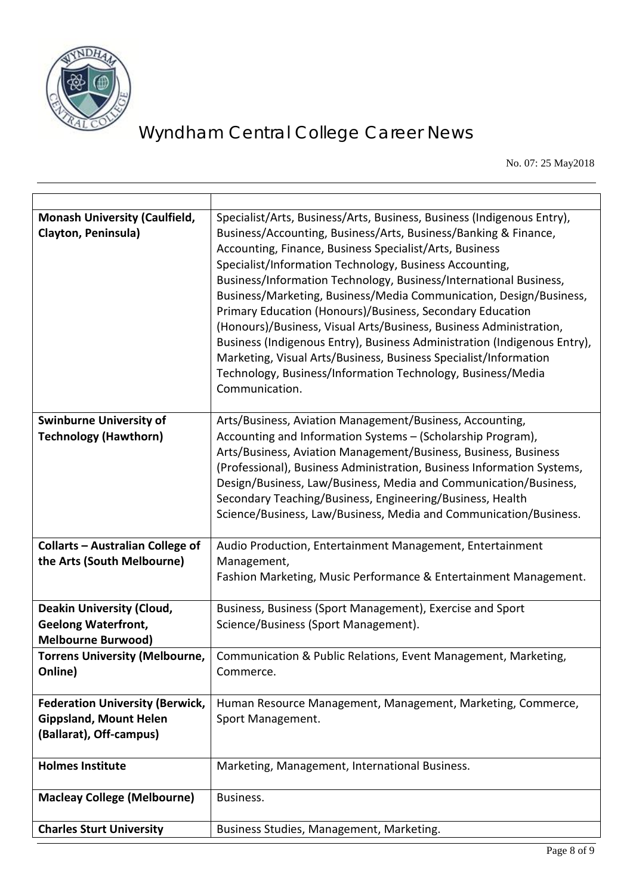| | |
|---|---|
| **Monash University (Caulfield, Clayton, Peninsula)** | Specialist/Arts, Business/Arts, Business, Business (Indigenous Entry), Business/Accounting, Business/Arts, Business/Banking & Finance, Accounting, Finance, Business Specialist/Arts, Business Specialist/Information Technology, Business Accounting, Business/Information Technology, Business/International Business, Business/Marketing, Business/Media Communication, Design/Business, Primary Education (Honours)/Business, Secondary Education (Honours)/Business, Visual Arts/Business, Business Administration, Business (Indigenous Entry), Business Administration (Indigenous Entry), Marketing, Visual Arts/Business, Business Specialist/Information Technology, Business/Information Technology, Business/Media Communication. |
| **Swinburne University of Technology (Hawthorn)** | Arts/Business, Aviation Management/Business, Accounting, Accounting and Information Systems – (Scholarship Program), Arts/Business, Aviation Management/Business, Business, Business (Professional), Business Administration, Business Information Systems, Design/Business, Law/Business, Media and Communication/Business, Secondary Teaching/Business, Engineering/Business, Health Science/Business, Law/Business, Media and Communication/Business. |
| **Collarts – Australian College of the Arts (South Melbourne)** | Audio Production, Entertainment Management, Entertainment Management, Fashion Marketing, Music Performance & Entertainment Management. |
| **Deakin University (Cloud, Geelong Waterfront, Melbourne Burwood)** | Business, Business (Sport Management), Exercise and Sport Science/Business (Sport Management). |
| **Torrens University (Melbourne, Online)** | Communication & Public Relations, Event Management, Marketing, Commerce. |
| **Federation University (Berwick, Gippsland, Mount Helen (Ballarat), Off-campus)** | Human Resource Management, Management, Marketing, Commerce, Sport Management. |
| **Holmes Institute** | Marketing, Management, International Business. |
| **Macleay College (Melbourne)** | Business. |
| **Charles Sturt University** | Business Studies, Management, Marketing. |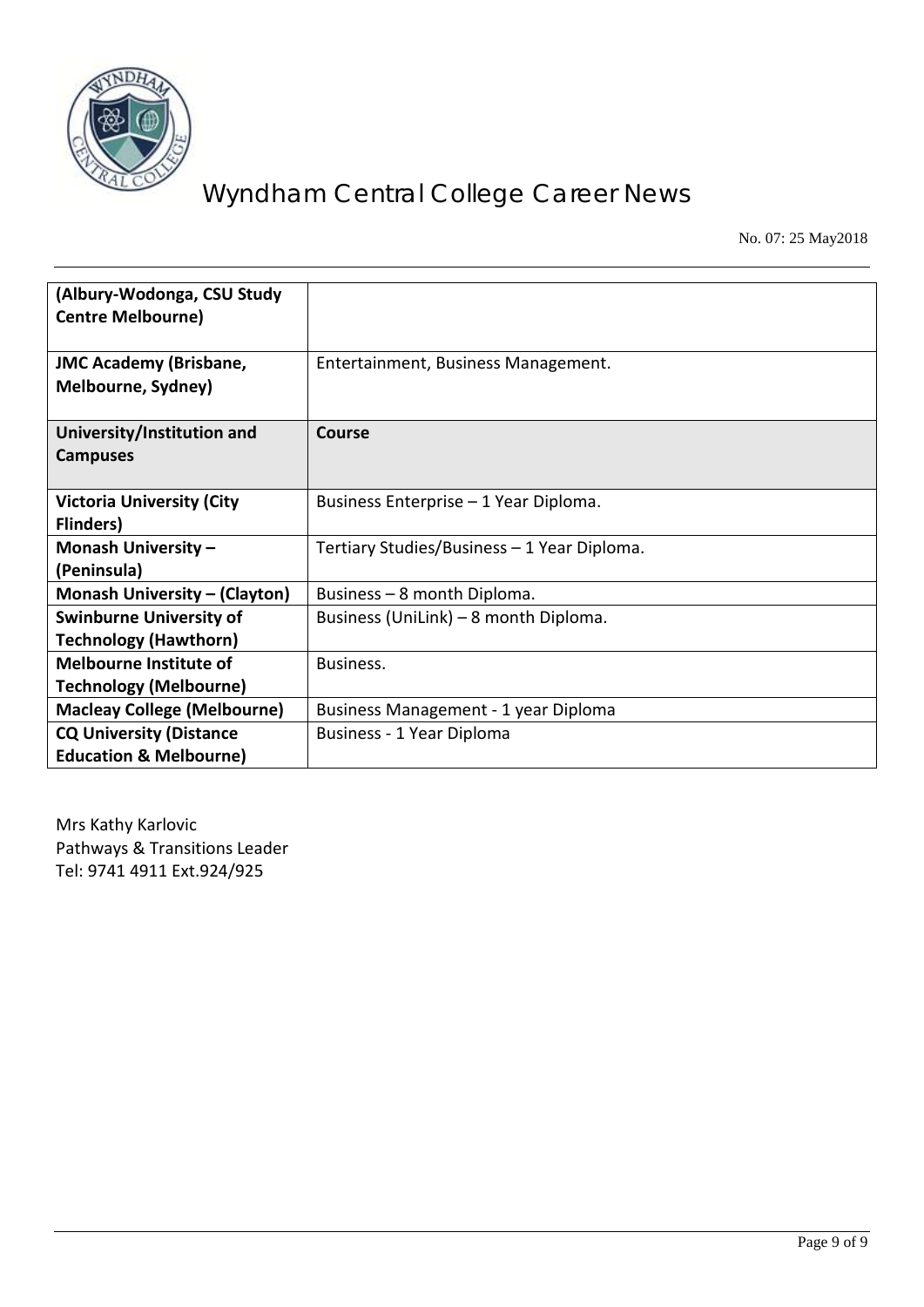| | |
|---|---|
| **(Albury-Wodonga, CSU Study Centre Melbourne)** | |
| **JMC Academy (Brisbane, Melbourne, Sydney)** | Entertainment, Business Management. |
| **University/Institution and Campuses** | **Course** |
| **Victoria University (City Flinders)** | Business Enterprise – 1 Year Diploma. |
| **Monash University – (Peninsula)** | Tertiary Studies/Business – 1 Year Diploma. |
| **Monash University – (Clayton)** | Business – 8 month Diploma. |
| **Swinburne University of Technology (Hawthorn)** | Business (UniLink) – 8 month Diploma. |
| **Melbourne Institute of Technology (Melbourne)** | Business. |
| **Macleay College (Melbourne)** | Business Management - 1 year Diploma |
| **CQ University (Distance Education & Melbourne)** | Business - 1 Year Diploma |

Mrs Kathy Karlovic
Pathways & Transitions Leader
Tel: 9741 4911 Ext.924/925